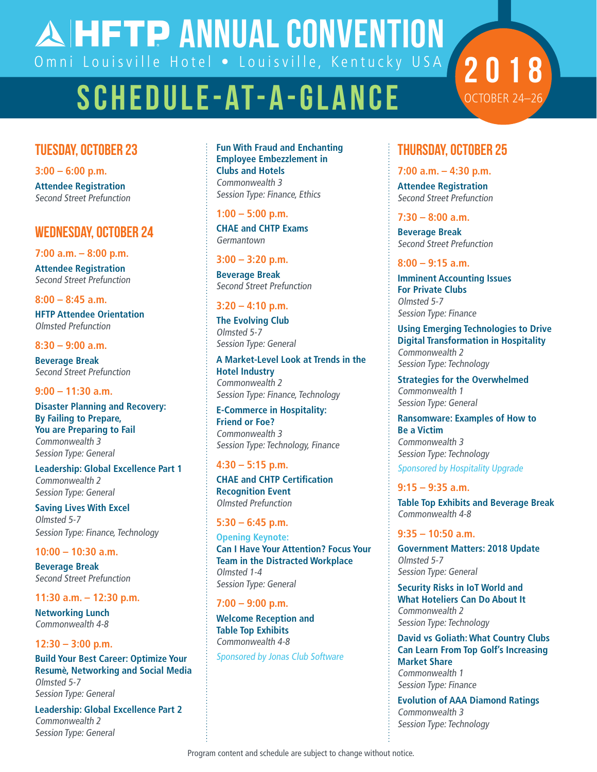# HFTP ANNUAL CONVENTION

Omni Louisville Hotel • Louisville, Kentucky USA

## SCHEDULE-AT-A-GLANCE

**2018**
OCTOBER 24–26

## TUESDAY, OCTOBER 23

**3:00 – 6:00 p.m.**

**Attendee Registration**
*Second Street Prefunction*

## WEDNESDAY, OCTOBER 24

**7:00 a.m. – 8:00 p.m.**

**Attendee Registration**
*Second Street Prefunction*

**8:00 – 8:45 a.m.**

**HFTP Attendee Orientation**
*Olmsted Prefunction*

**8:30 – 9:00 a.m.**

**Beverage Break**
*Second Street Prefunction*

**9:00 – 11:30 a.m.**

**Disaster Planning and Recovery: By Failing to Prepare, You are Preparing to Fail**
*Commonwealth 3*
*Session Type: General*

**Leadership: Global Excellence Part 1**
*Commonwealth 2*
*Session Type: General*

**Saving Lives With Excel**
*Olmsted 5-7*
*Session Type: Finance, Technology*

**10:00 – 10:30 a.m.**

**Beverage Break**
*Second Street Prefunction*

**11:30 a.m. – 12:30 p.m.**

**Networking Lunch**
*Commonwealth 4-8*

**12:30 – 3:00 p.m.**

**Build Your Best Career: Optimize Your Resumè, Networking and Social Media**
*Olmsted 5-7*
*Session Type: General*

**Leadership: Global Excellence Part 2**
*Commonwealth 2*
*Session Type: General*

**Fun With Fraud and Enchanting Employee Embezzlement in Clubs and Hotels**
*Commonwealth 3*
*Session Type: Finance, Ethics*

**1:00 – 5:00 p.m.**

**CHAE and CHTP Exams**
*Germantown*

**3:00 – 3:20 p.m.**

**Beverage Break**
*Second Street Prefunction*

**3:20 – 4:10 p.m.**

**The Evolving Club**
*Olmsted 5-7*
*Session Type: General*

**A Market-Level Look at Trends in the Hotel Industry**
*Commonwealth 2*
*Session Type: Finance, Technology*

**E-Commerce in Hospitality: Friend or Foe?**
*Commonwealth 3*
*Session Type: Technology, Finance*

**4:30 – 5:15 p.m.**

**CHAE and CHTP Certification Recognition Event**
*Olmsted Prefunction*

**5:30 – 6:45 p.m.**

**Opening Keynote:**
**Can I Have Your Attention? Focus Your Team in the Distracted Workplace**
*Olmsted 1-4*
*Session Type: General*

**7:00 – 9:00 p.m.**

**Welcome Reception and Table Top Exhibits**
*Commonwealth 4-8*
*Sponsored by Jonas Club Software*

## THURSDAY, OCTOBER 25

**7:00 a.m. – 4:30 p.m.**

**Attendee Registration**
*Second Street Prefunction*

**7:30 – 8:00 a.m.**

**Beverage Break**
*Second Street Prefunction*

**8:00 – 9:15 a.m.**

**Imminent Accounting Issues For Private Clubs**
*Olmsted 5-7*
*Session Type: Finance*

**Using Emerging Technologies to Drive Digital Transformation in Hospitality**
*Commonwealth 2*
*Session Type: Technology*

**Strategies for the Overwhelmed**
*Commonwealth 1*
*Session Type: General*

**Ransomware: Examples of How to Be a Victim**
*Commonwealth 3*
*Session Type: Technology*
*Sponsored by Hospitality Upgrade*

**9:15 – 9:35 a.m.**

**Table Top Exhibits and Beverage Break**
*Commonwealth 4-8*

**9:35 – 10:50 a.m.**

**Government Matters: 2018 Update**
*Olmsted 5-7*
*Session Type: General*

**Security Risks in IoT World and What Hoteliers Can Do About It**
*Commonwealth 2*
*Session Type: Technology*

**David vs Goliath: What Country Clubs Can Learn From Top Golf's Increasing Market Share**
*Commonwealth 1*
*Session Type: Finance*

**Evolution of AAA Diamond Ratings**
*Commonwealth 3*
*Session Type: Technology*

Program content and schedule are subject to change without notice.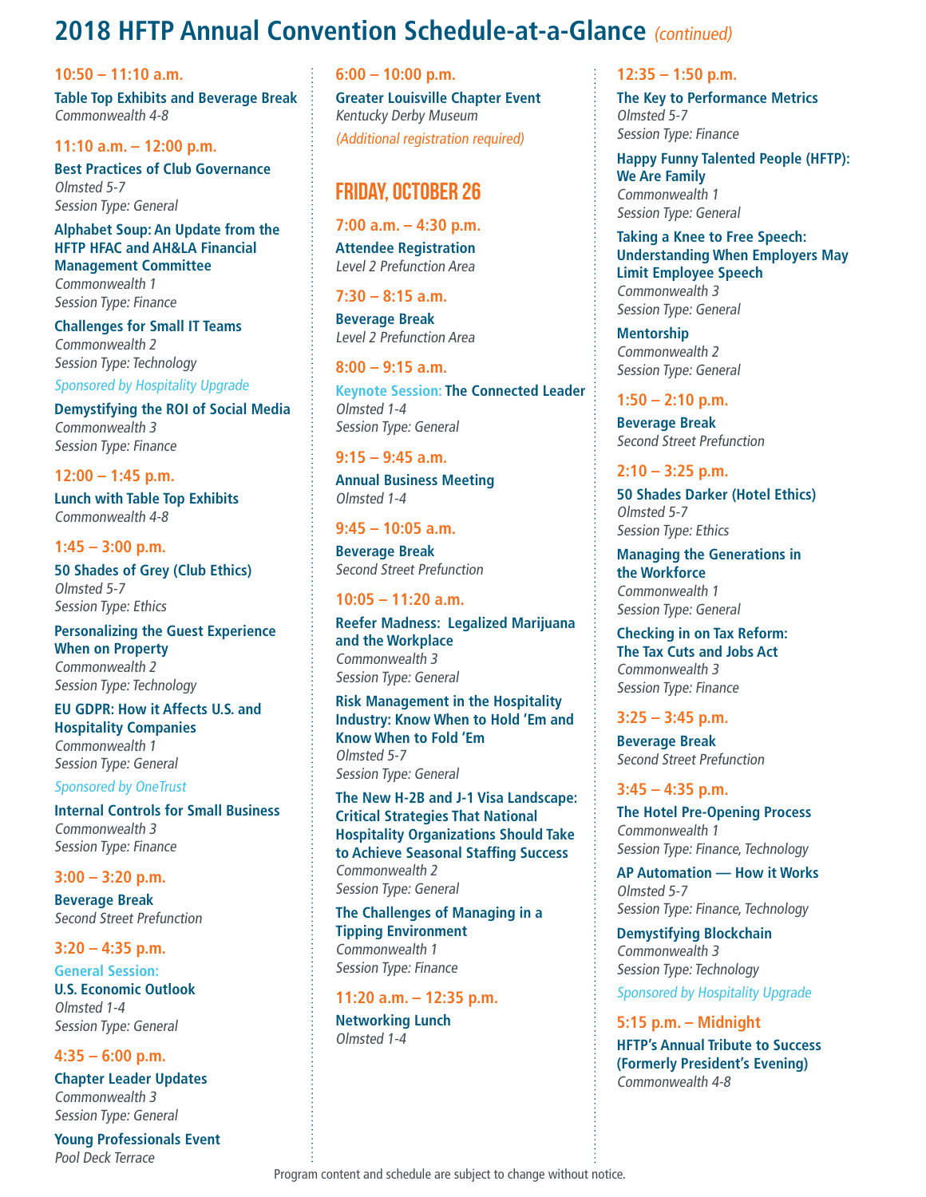# 2018 HFTP Annual Convention Schedule-at-a-Glance *(continued)*

**10:50 – 11:10 a.m.**

**Table Top Exhibits and Beverage Break**
*Commonwealth 4-8*

**11:10 a.m. – 12:00 p.m.**

**Best Practices of Club Governance**
*Olmsted 5-7*
*Session Type: General*

**Alphabet Soup: An Update from the HFTP HFAC and AH&LA Financial Management Committee**
*Commonwealth 1*
*Session Type: Finance*

**Challenges for Small IT Teams**
*Commonwealth 2*
*Session Type: Technology*

*Sponsored by Hospitality Upgrade*

**Demystifying the ROI of Social Media**
*Commonwealth 3*
*Session Type: Finance*

**12:00 – 1:45 p.m.**

**Lunch with Table Top Exhibits**
*Commonwealth 4-8*

**1:45 – 3:00 p.m.**

**50 Shades of Grey (Club Ethics)**
*Olmsted 5-7*
*Session Type: Ethics*

**Personalizing the Guest Experience When on Property**
*Commonwealth 2*
*Session Type: Technology*

**EU GDPR: How it Affects U.S. and Hospitality Companies**
*Commonwealth 1*
*Session Type: General*

*Sponsored by OneTrust*

**Internal Controls for Small Business**
*Commonwealth 3*
*Session Type: Finance*

**3:00 – 3:20 p.m.**

**Beverage Break**
*Second Street Prefunction*

**3:20 – 4:35 p.m.**

General Session:
**U.S. Economic Outlook**
*Olmsted 1-4*
*Session Type: General*

**4:35 – 6:00 p.m.**

**Chapter Leader Updates**
*Commonwealth 3*
*Session Type: General*

**Young Professionals Event**
*Pool Deck Terrace*

**6:00 – 10:00 p.m.**

**Greater Louisville Chapter Event**
*Kentucky Derby Museum*
*(Additional registration required)*

## FRIDAY, OCTOBER 26

**7:00 a.m. – 4:30 p.m.**

**Attendee Registration**
*Level 2 Prefunction Area*

**7:30 – 8:15 a.m.**

**Beverage Break**
*Level 2 Prefunction Area*

**8:00 – 9:15 a.m.**

Keynote Session: **The Connected Leader**
*Olmsted 1-4*
*Session Type: General*

**9:15 – 9:45 a.m.**

**Annual Business Meeting**
*Olmsted 1-4*

**9:45 – 10:05 a.m.**

**Beverage Break**
*Second Street Prefunction*

**10:05 – 11:20 a.m.**

**Reefer Madness: Legalized Marijuana and the Workplace**
*Commonwealth 3*
*Session Type: General*

**Risk Management in the Hospitality Industry: Know When to Hold 'Em and Know When to Fold 'Em**
*Olmsted 5-7*
*Session Type: General*

**The New H-2B and J-1 Visa Landscape: Critical Strategies That National Hospitality Organizations Should Take to Achieve Seasonal Staffing Success**
*Commonwealth 2*
*Session Type: General*

**The Challenges of Managing in a Tipping Environment**
*Commonwealth 1*
*Session Type: Finance*

**11:20 a.m. – 12:35 p.m.**

**Networking Lunch**
*Olmsted 1-4*

**12:35 – 1:50 p.m.**

**The Key to Performance Metrics**
*Olmsted 5-7*
*Session Type: Finance*

**Happy Funny Talented People (HFTP): We Are Family**
*Commonwealth 1*
*Session Type: General*

**Taking a Knee to Free Speech: Understanding When Employers May Limit Employee Speech**
*Commonwealth 3*
*Session Type: General*

**Mentorship**
*Commonwealth 2*
*Session Type: General*

**1:50 – 2:10 p.m.**

**Beverage Break**
*Second Street Prefunction*

**2:10 – 3:25 p.m.**

**50 Shades Darker (Hotel Ethics)**
*Olmsted 5-7*
*Session Type: Ethics*

**Managing the Generations in the Workforce**
*Commonwealth 1*
*Session Type: General*

**Checking in on Tax Reform: The Tax Cuts and Jobs Act**
*Commonwealth 3*
*Session Type: Finance*

**3:25 – 3:45 p.m.**

**Beverage Break**
*Second Street Prefunction*

**3:45 – 4:35 p.m.**

**The Hotel Pre-Opening Process**
*Commonwealth 1*
*Session Type: Finance, Technology*

**AP Automation — How it Works**
*Olmsted 5-7*
*Session Type: Finance, Technology*

**Demystifying Blockchain**
*Commonwealth 3*
*Session Type: Technology*

*Sponsored by Hospitality Upgrade*

**5:15 p.m. – Midnight**

**HFTP's Annual Tribute to Success (Formerly President's Evening)**
*Commonwealth 4-8*

Program content and schedule are subject to change without notice.